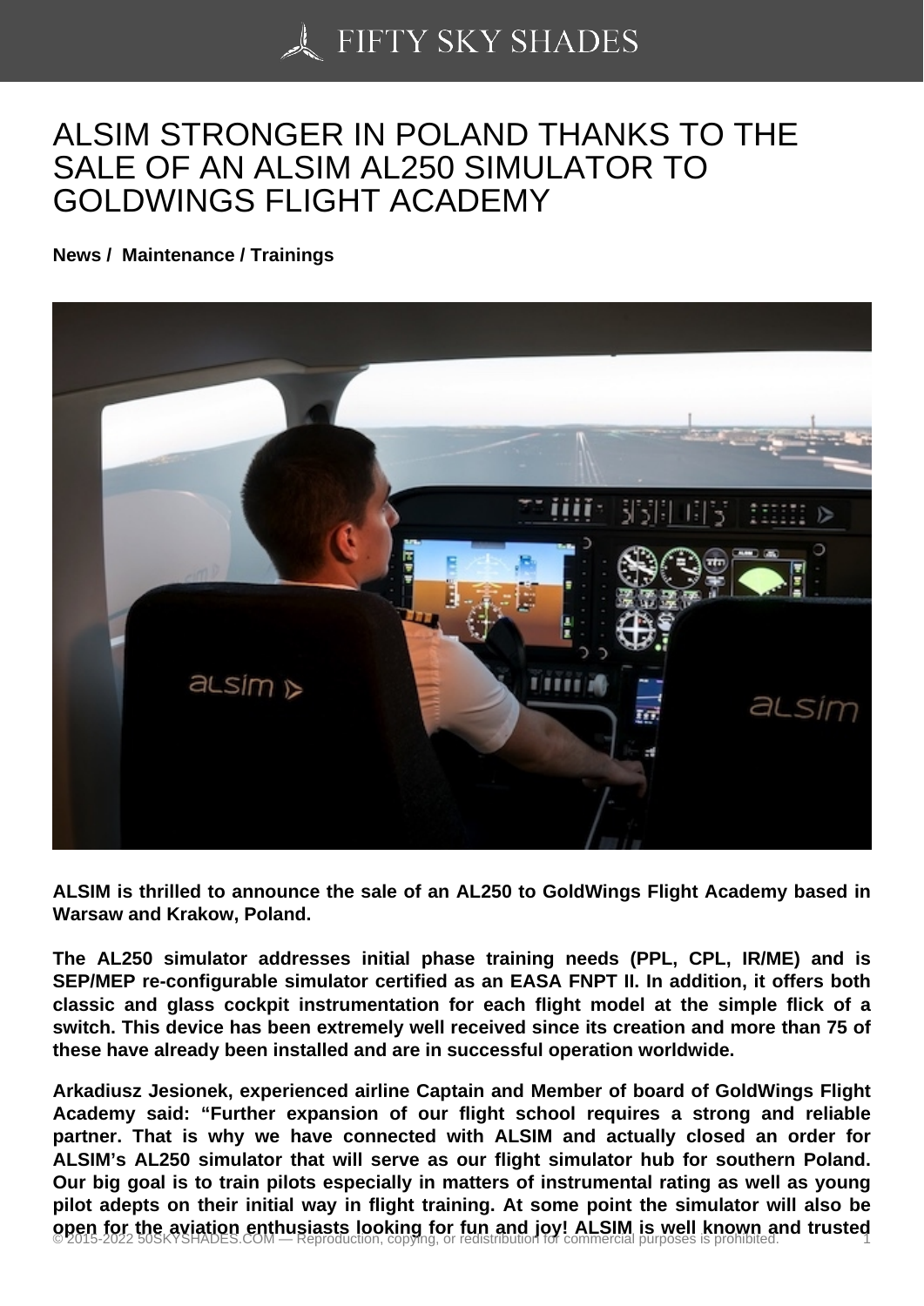# ALSIM STRONGER IN POLAND THANKS TO THE SALE OF AN ALSIM AL250 SIMULATOR TO GOLDWINGS FLIGHT ACADEMY

**News / Maintenance / Trainings**

**ALSIM is thrilled to announce the sale of an AL250 to GoldWings Flight Academy based in Warsaw and Krakow, Poland.**

**The AL250 simulator addresses initial phase training needs (PPL, CPL, IR/ME) and is SEP/MEP re-configurable simulator certified as an EASA FNPT II. In addition, it offers both classic and glass cockpit instrumentation for each flight model at the simple flick of a switch. This device has been extremely well received since its creation and more than 75 of these have already been installed and are in successful operation worldwide.**

**Arkadiusz Jesionek, experienced airline Captain and Member of board of GoldWings Flight Academy said: "Further expansion of our flight school requires a strong and reliable partner. That is why we have connected with ALSIM and actually closed an order for ALSIM's AL250 simulator that will serve as our flight simulator hub for southern Poland. Our big goal is to train pilots especially in matters of instrumental rating as well as young pilot adepts on their initial way in flight training. At some point the simulator will also be open for the aviation enthusiasts looking for fun and joy! ALSIM is well known and trusted**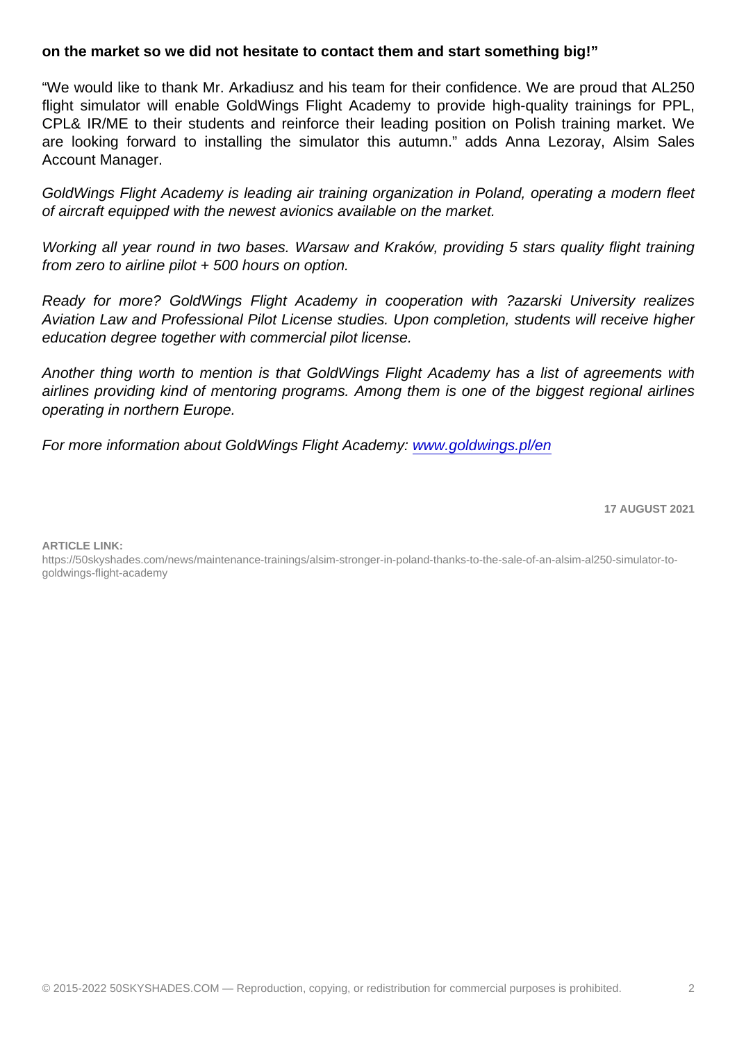**on the market so we did not hesitate to contact them and start something big!"**

"We would like to thank Mr. Arkadiusz and his team for their confidence. We are proud that AL250 flight simulator will enable GoldWings Flight Academy to provide high-quality trainings for PPL, CPL& IR/ME to their students and reinforce their leading position on Polish training market. We are looking forward to installing the simulator this autumn." adds Anna Lezoray, Alsim Sales Account Manager.

*GoldWings Flight Academy is leading air training organization in Poland, operating a modern fleet of aircraft equipped with the newest avionics available on the market.*

*Working all year round in two bases. Warsaw and Kraków, providing 5 stars quality flight training from zero to airline pilot + 500 hours on option.*

*Ready for more? GoldWings Flight Academy in cooperation with ?azarski University realizes Aviation Law and Professional Pilot License studies. Upon completion, students will receive higher education degree together with commercial pilot license.*

*Another thing worth to mention is that GoldWings Flight Academy has a list of agreements with airlines providing kind of mentoring programs. Among them is one of the biggest regional airlines operating in northern Europe.*

*For more information about GoldWings Flight Academy: [www.goldwings.pl/en](www.goldwings.pl/en)*

**17 AUGUST 2021**

**ARTICLE LINK:**
https://50skyshades.com/news/maintenance-trainings/alsim-stronger-in-poland-thanks-to-the-sale-of-an-alsim-al250-simulator-to-goldwings-flight-academy